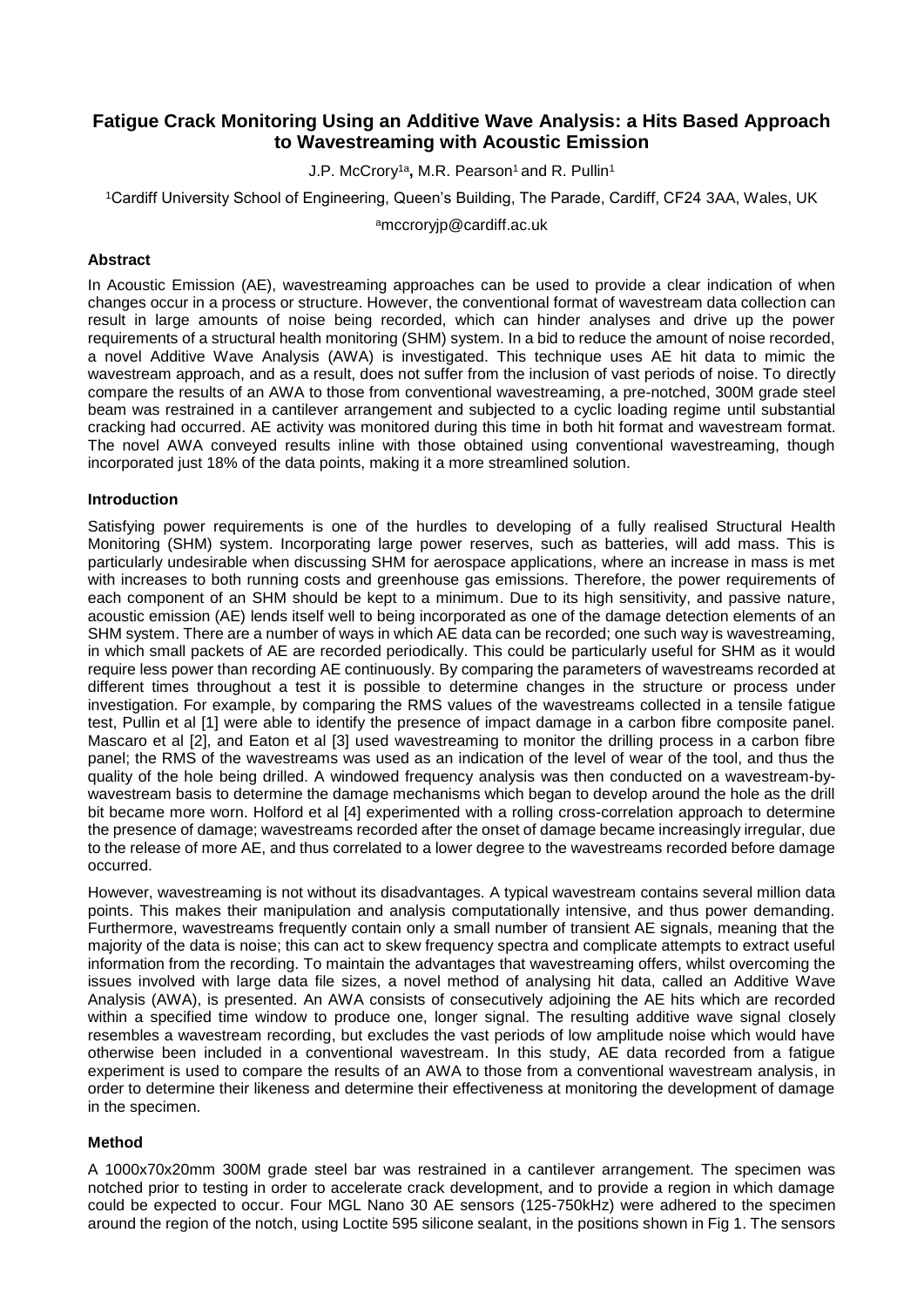# Fatigue Crack Monitoring Using an Additive Wave Analysis: a Hits Based Approach to Wavestreaming with Acoustic Emission

J.P. McCrory[1a], M.R. Pearson[1] and R. Pullin[1]

[1]Cardiff University School of Engineering, Queen's Building, The Parade, Cardiff, CF24 3AA, Wales, UK

[a]mccroryjp@cardiff.ac.uk

## Abstract

In Acoustic Emission (AE), wavestreaming approaches can be used to provide a clear indication of when changes occur in a process or structure. However, the conventional format of wavestream data collection can result in large amounts of noise being recorded, which can hinder analyses and drive up the power requirements of a structural health monitoring (SHM) system. In a bid to reduce the amount of noise recorded, a novel Additive Wave Analysis (AWA) is investigated. This technique uses AE hit data to mimic the wavestream approach, and as a result, does not suffer from the inclusion of vast periods of noise. To directly compare the results of an AWA to those from conventional wavestreaming, a pre-notched, 300M grade steel beam was restrained in a cantilever arrangement and subjected to a cyclic loading regime until substantial cracking had occurred. AE activity was monitored during this time in both hit format and wavestream format. The novel AWA conveyed results inline with those obtained using conventional wavestreaming, though incorporated just 18% of the data points, making it a more streamlined solution.

## Introduction

Satisfying power requirements is one of the hurdles to developing of a fully realised Structural Health Monitoring (SHM) system. Incorporating large power reserves, such as batteries, will add mass. This is particularly undesirable when discussing SHM for aerospace applications, where an increase in mass is met with increases to both running costs and greenhouse gas emissions. Therefore, the power requirements of each component of an SHM should be kept to a minimum. Due to its high sensitivity, and passive nature, acoustic emission (AE) lends itself well to being incorporated as one of the damage detection elements of an SHM system. There are a number of ways in which AE data can be recorded; one such way is wavestreaming, in which small packets of AE are recorded periodically. This could be particularly useful for SHM as it would require less power than recording AE continuously. By comparing the parameters of wavestreams recorded at different times throughout a test it is possible to determine changes in the structure or process under investigation. For example, by comparing the RMS values of the wavestreams collected in a tensile fatigue test, Pullin et al [1] were able to identify the presence of impact damage in a carbon fibre composite panel. Mascaro et al [2], and Eaton et al [3] used wavestreaming to monitor the drilling process in a carbon fibre panel; the RMS of the wavestreams was used as an indication of the level of wear of the tool, and thus the quality of the hole being drilled. A windowed frequency analysis was then conducted on a wavestream-by-wavestream basis to determine the damage mechanisms which began to develop around the hole as the drill bit became more worn. Holford et al [4] experimented with a rolling cross-correlation approach to determine the presence of damage; wavestreams recorded after the onset of damage became increasingly irregular, due to the release of more AE, and thus correlated to a lower degree to the wavestreams recorded before damage occurred.

However, wavestreaming is not without its disadvantages. A typical wavestream contains several million data points. This makes their manipulation and analysis computationally intensive, and thus power demanding. Furthermore, wavestreams frequently contain only a small number of transient AE signals, meaning that the majority of the data is noise; this can act to skew frequency spectra and complicate attempts to extract useful information from the recording. To maintain the advantages that wavestreaming offers, whilst overcoming the issues involved with large data file sizes, a novel method of analysing hit data, called an Additive Wave Analysis (AWA), is presented. An AWA consists of consecutively adjoining the AE hits which are recorded within a specified time window to produce one, longer signal. The resulting additive wave signal closely resembles a wavestream recording, but excludes the vast periods of low amplitude noise which would have otherwise been included in a conventional wavestream. In this study, AE data recorded from a fatigue experiment is used to compare the results of an AWA to those from a conventional wavestream analysis, in order to determine their likeness and determine their effectiveness at monitoring the development of damage in the specimen.

## Method

A 1000x70x20mm 300M grade steel bar was restrained in a cantilever arrangement. The specimen was notched prior to testing in order to accelerate crack development, and to provide a region in which damage could be expected to occur. Four MGL Nano 30 AE sensors (125-750kHz) were adhered to the specimen around the region of the notch, using Loctite 595 silicone sealant, in the positions shown in Fig 1. The sensors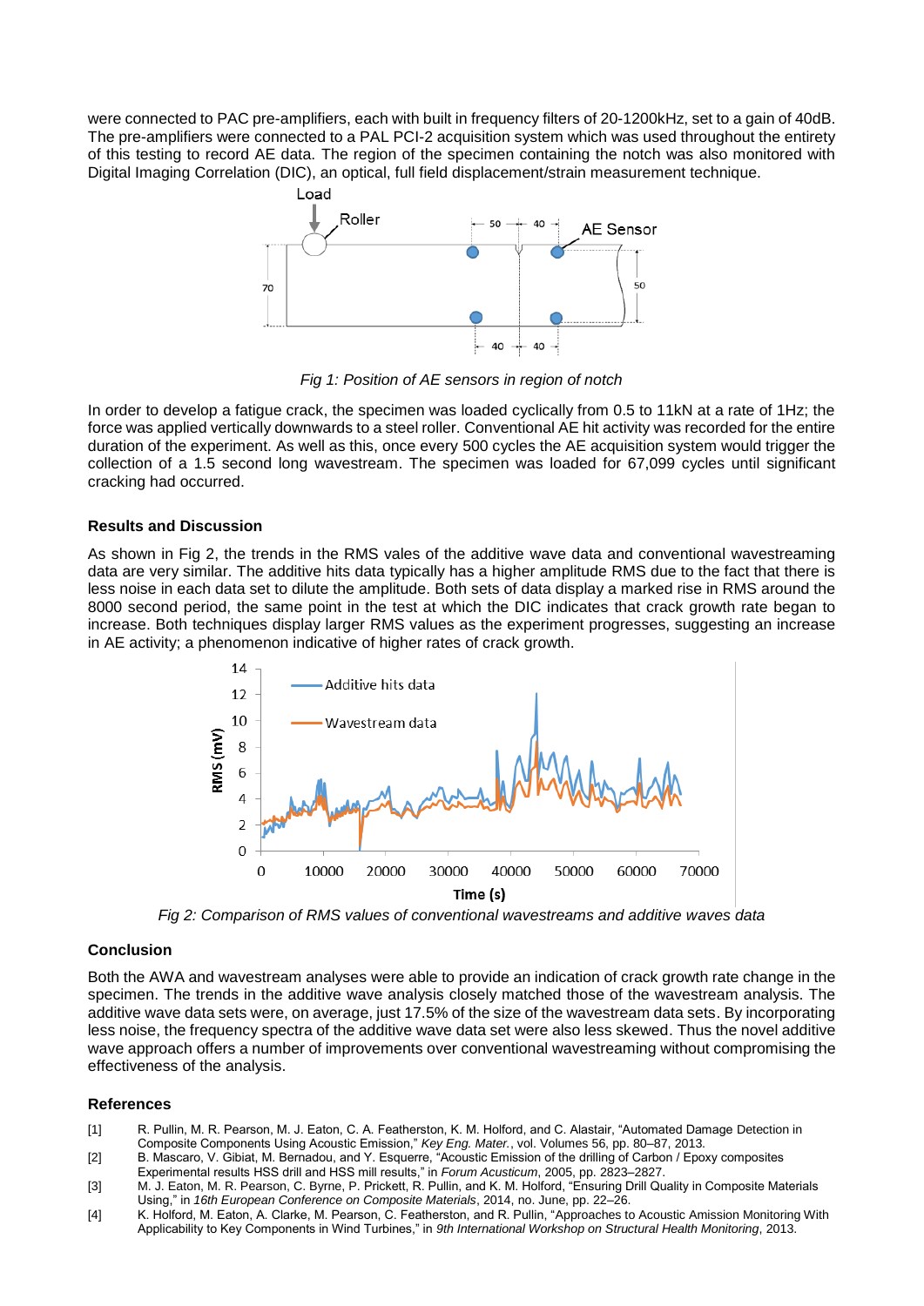were connected to PAC pre-amplifiers, each with built in frequency filters of 20-1200kHz, set to a gain of 40dB. The pre-amplifiers were connected to a PAL PCI-2 acquisition system which was used throughout the entirety of this testing to record AE data. The region of the specimen containing the notch was also monitored with Digital Imaging Correlation (DIC), an optical, full field displacement/strain measurement technique.

Load
Roller
50
40
AE Sensor
70
50
40
40

*Fig 1: Position of AE sensors in region of notch*

In order to develop a fatigue crack, the specimen was loaded cyclically from 0.5 to 11kN at a rate of 1Hz; the force was applied vertically downwards to a steel roller. Conventional AE hit activity was recorded for the entire duration of the experiment. As well as this, once every 500 cycles the AE acquisition system would trigger the collection of a 1.5 second long wavestream. The specimen was loaded for 67,099 cycles until significant cracking had occurred.

## Results and Discussion

As shown in Fig 2, the trends in the RMS vales of the additive wave data and conventional wavestreaming data are very similar. The additive hits data typically has a higher amplitude RMS due to the fact that there is less noise in each data set to dilute the amplitude. Both sets of data display a marked rise in RMS around the 8000 second period, the same point in the test at which the DIC indicates that crack growth rate began to increase. Both techniques display larger RMS values as the experiment progresses, suggesting an increase in AE activity; a phenomenon indicative of higher rates of crack growth.

RMS (mV)
14
12
10
8
6
4
2
0
0
10000
20000
30000
40000
50000
60000
70000
Time (s)
Additive hits data
Wavestream data

*Fig 2: Comparison of RMS values of conventional wavestreams and additive waves data*

## Conclusion

Both the AWA and wavestream analyses were able to provide an indication of crack growth rate change in the specimen. The trends in the additive wave analysis closely matched those of the wavestream analysis. The additive wave data sets were, on average, just 17.5% of the size of the wavestream data sets. By incorporating less noise, the frequency spectra of the additive wave data set were also less skewed. Thus the novel additive wave approach offers a number of improvements over conventional wavestreaming without compromising the effectiveness of the analysis.

## References

[1] R. Pullin, M. R. Pearson, M. J. Eaton, C. A. Featherston, K. M. Holford, and C. Alastair, "Automated Damage Detection in Composite Components Using Acoustic Emission," *Key Eng. Mater.*, vol. Volumes 56, pp. 80–87, 2013.

[2] B. Mascaro, V. Gibiat, M. Bernadou, and Y. Esquerre, "Acoustic Emission of the drilling of Carbon / Epoxy composites Experimental results HSS drill and HSS mill results," in *Forum Acusticum*, 2005, pp. 2823–2827.

[3] M. J. Eaton, M. R. Pearson, C. Byrne, P. Prickett, R. Pullin, and K. M. Holford, "Ensuring Drill Quality in Composite Materials Using," in *16th European Conference on Composite Materials*, 2014, no. June, pp. 22–26.

[4] K. Holford, M. Eaton, A. Clarke, M. Pearson, C. Featherston, and R. Pullin, "Approaches to Acoustic Amission Monitoring With Applicability to Key Components in Wind Turbines," in *9th International Workshop on Structural Health Monitoring*, 2013.